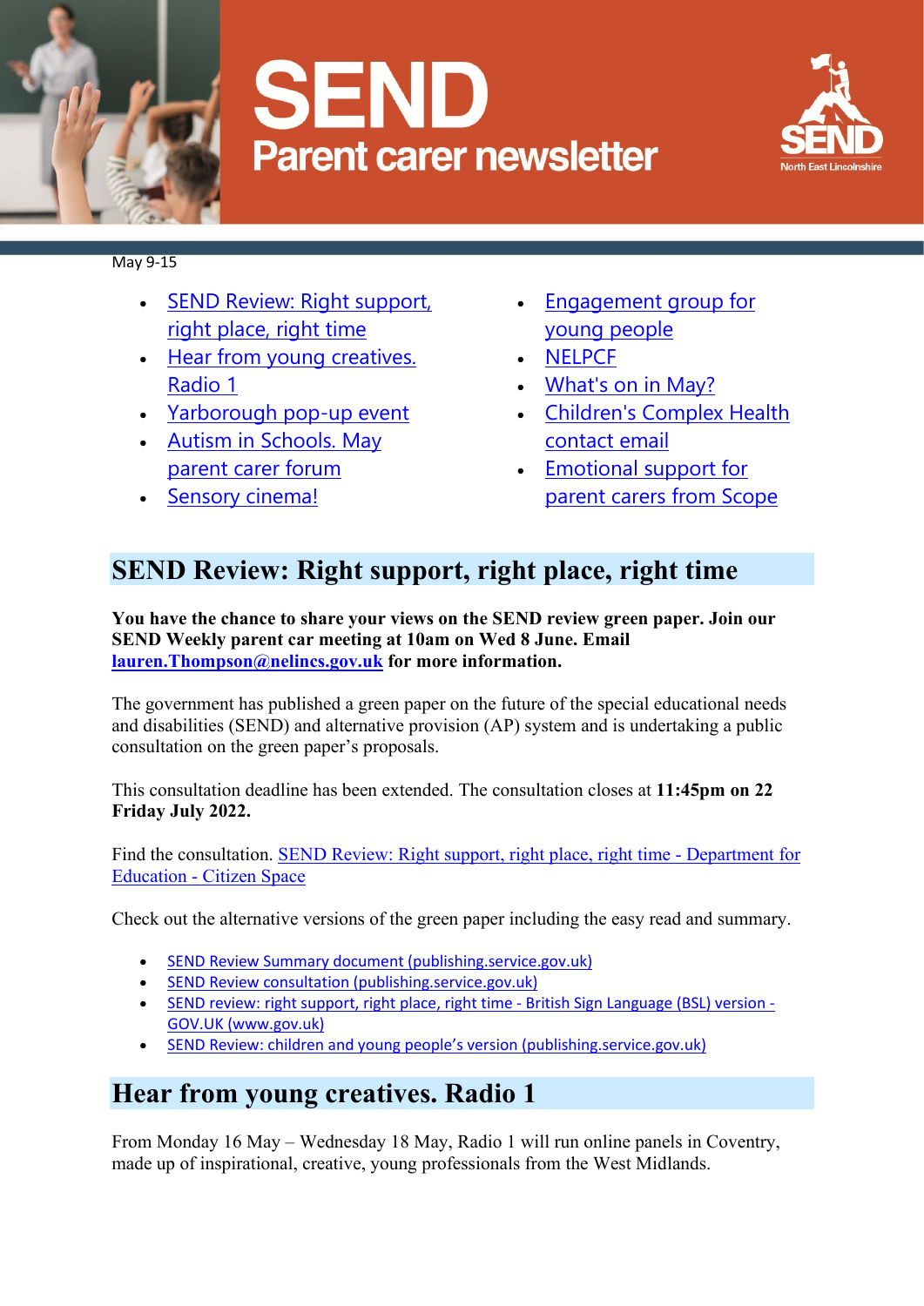# SEND Parent carer newsletter

SEND North East Lincolnshire

May 9-15

- SEND Review: Right support, right place, right time
- Hear from young creatives. Radio 1
- Yarborough pop-up event
- Autism in Schools. May parent carer forum
- Sensory cinema!
- Engagement group for young people
- NELPCF
- What's on in May?
- Children's Complex Health contact email
- Emotional support for parent carers from Scope

## SEND Review: Right support, right place, right time

**You have the chance to share your views on the SEND review green paper. Join our SEND Weekly parent car meeting at 10am on Wed 8 June. Email lauren.Thompson@nelincs.gov.uk for more information.**

The government has published a green paper on the future of the special educational needs and disabilities (SEND) and alternative provision (AP) system and is undertaking a public consultation on the green paper's proposals.

This consultation deadline has been extended. The consultation closes at **11:45pm on 22 Friday July 2022.**

Find the consultation. SEND Review: Right support, right place, right time - Department for Education - Citizen Space

Check out the alternative versions of the green paper including the easy read and summary.

- SEND Review Summary document (publishing.service.gov.uk)
- SEND Review consultation (publishing.service.gov.uk)
- SEND review: right support, right place, right time - British Sign Language (BSL) version - GOV.UK (www.gov.uk)
- SEND Review: children and young people's version (publishing.service.gov.uk)

## Hear from young creatives. Radio 1

From Monday 16 May – Wednesday 18 May, Radio 1 will run online panels in Coventry, made up of inspirational, creative, young professionals from the West Midlands.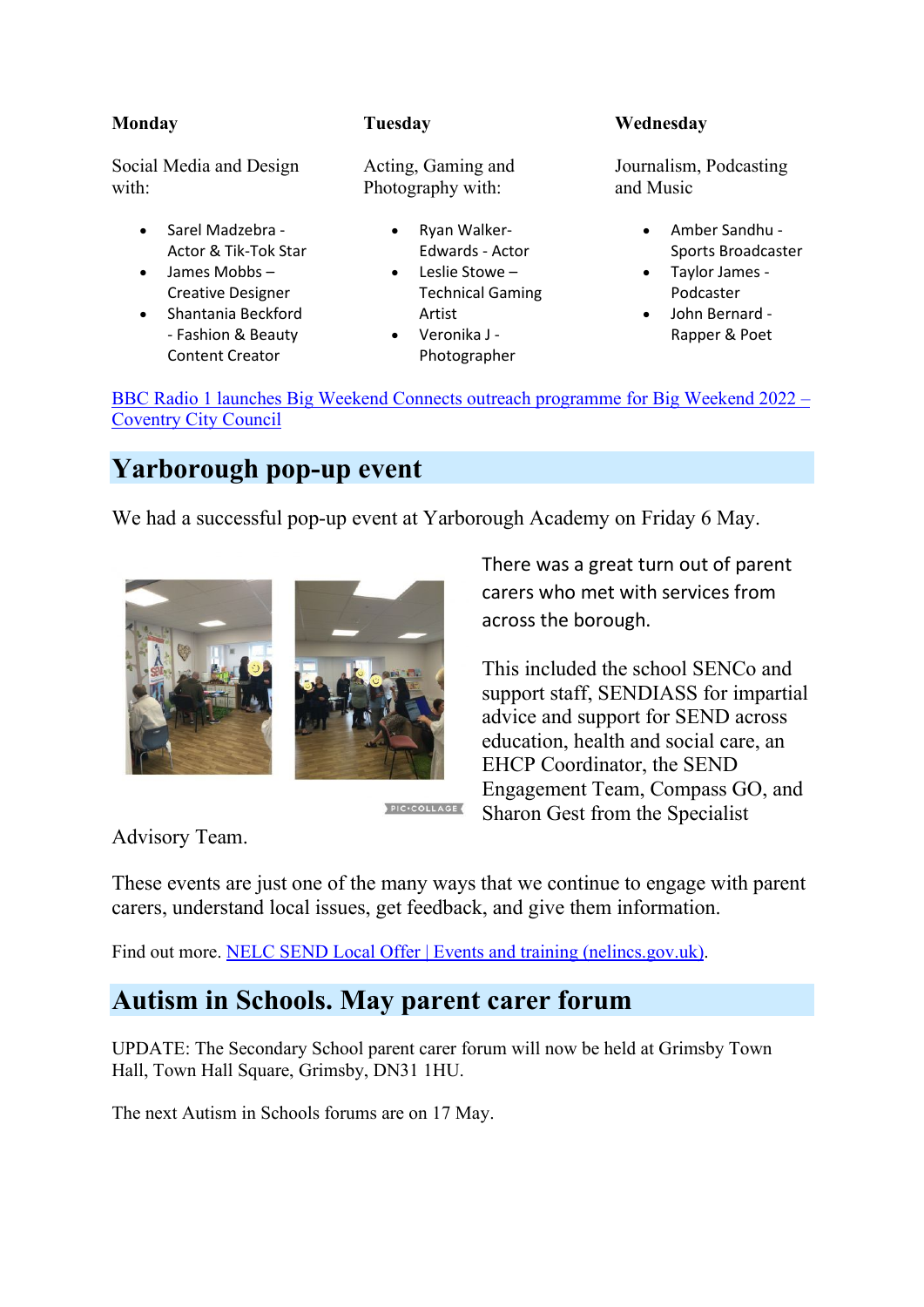**Monday**

Social Media and Design with:

- Sarel Madzebra - Actor & Tik-Tok Star
- James Mobbs – Creative Designer
- Shantania Beckford - Fashion & Beauty Content Creator

**Tuesday**

Acting, Gaming and Photography with:

- Ryan Walker-Edwards - Actor
- Leslie Stowe – Technical Gaming Artist
- Veronika J - Photographer

**Wednesday**

Journalism, Podcasting and Music

- Amber Sandhu - Sports Broadcaster
- Taylor James - Podcaster
- John Bernard - Rapper & Poet

[BBC Radio 1 launches Big Weekend Connects outreach programme for Big Weekend 2022 – Coventry City Council]

## Yarborough pop-up event

We had a successful pop-up event at Yarborough Academy on Friday 6 May.

There was a great turn out of parent carers who met with services from across the borough.

This included the school SENCo and support staff, SENDIASS for impartial advice and support for SEND across education, health and social care, an EHCP Coordinator, the SEND Engagement Team, Compass GO, and Sharon Gest from the Specialist Advisory Team.

These events are just one of the many ways that we continue to engage with parent carers, understand local issues, get feedback, and give them information.

Find out more. [NELC SEND Local Offer | Events and training (nelincs.gov.uk)].

## Autism in Schools. May parent carer forum

UPDATE: The Secondary School parent carer forum will now be held at Grimsby Town Hall, Town Hall Square, Grimsby, DN31 1HU.

The next Autism in Schools forums are on 17 May.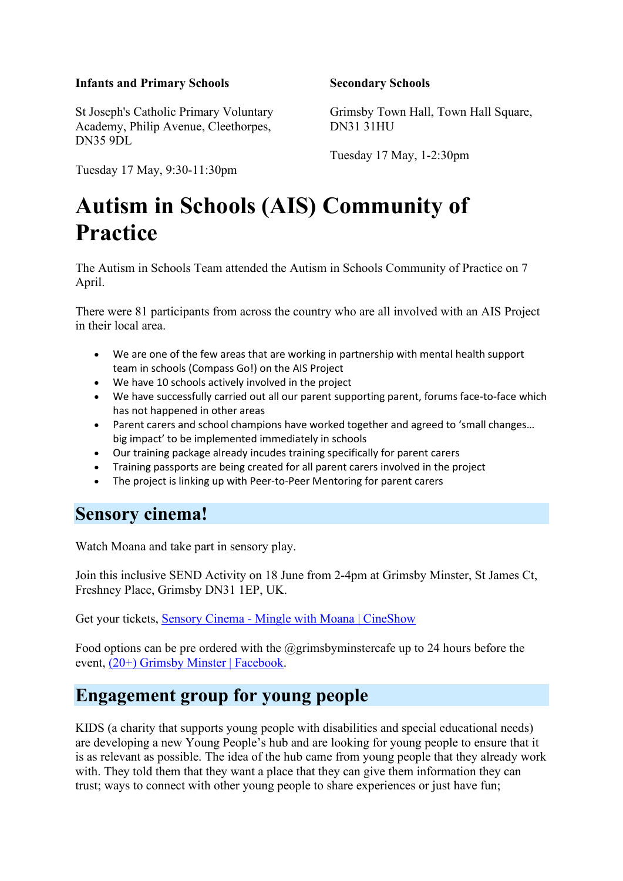**Infants and Primary Schools**

St Joseph's Catholic Primary Voluntary Academy, Philip Avenue, Cleethorpes, DN35 9DL

Tuesday 17 May, 9:30-11:30pm

**Secondary Schools**

Grimsby Town Hall, Town Hall Square, DN31 31HU

Tuesday 17 May, 1-2:30pm

# Autism in Schools (AIS) Community of Practice

The Autism in Schools Team attended the Autism in Schools Community of Practice on 7 April.

There were 81 participants from across the country who are all involved with an AIS Project in their local area.

- We are one of the few areas that are working in partnership with mental health support team in schools (Compass Go!) on the AIS Project
- We have 10 schools actively involved in the project
- We have successfully carried out all our parent supporting parent, forums face-to-face which has not happened in other areas
- Parent carers and school champions have worked together and agreed to 'small changes… big impact' to be implemented immediately in schools
- Our training package already incudes training specifically for parent carers
- Training passports are being created for all parent carers involved in the project
- The project is linking up with Peer-to-Peer Mentoring for parent carers

## Sensory cinema!

Watch Moana and take part in sensory play.

Join this inclusive SEND Activity on 18 June from 2-4pm at Grimsby Minster, St James Ct, Freshney Place, Grimsby DN31 1EP, UK.

Get your tickets, Sensory Cinema - Mingle with Moana | CineShow

Food options can be pre ordered with the @grimsbyminstercafe up to 24 hours before the event, (20+) Grimsby Minster | Facebook.

## Engagement group for young people

KIDS (a charity that supports young people with disabilities and special educational needs) are developing a new Young People's hub and are looking for young people to ensure that it is as relevant as possible. The idea of the hub came from young people that they already work with. They told them that they want a place that they can give them information they can trust; ways to connect with other young people to share experiences or just have fun;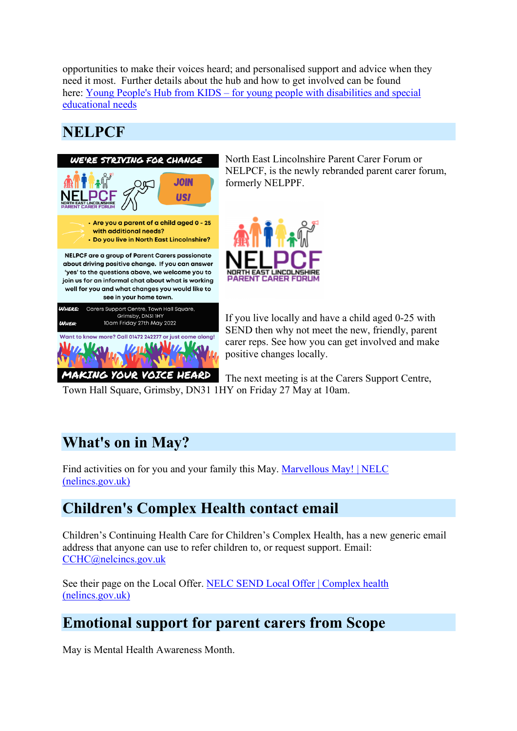opportunities to make their voices heard; and personalised support and advice when they need it most. Further details about the hub and how to get involved can be found here: [Young People's Hub from KIDS – for young people with disabilities and special educational needs]

## NELPCF

North East Lincolnshire Parent Carer Forum or NELPCF, is the newly rebranded parent carer forum, formerly NELPPF.

If you live locally and have a child aged 0-25 with SEND then why not meet the new, friendly, parent carer reps. See how you can get involved and make positive changes locally.

The next meeting is at the Carers Support Centre, Town Hall Square, Grimsby, DN31 1HY on Friday 27 May at 10am.

## What's on in May?

Find activities on for you and your family this May. [Marvellous May! | NELC (nelincs.gov.uk)]

## Children's Complex Health contact email

Children's Continuing Health Care for Children's Complex Health, has a new generic email address that anyone can use to refer children to, or request support. Email: CCHC@nelcincs.gov.uk

See their page on the Local Offer. [NELC SEND Local Offer | Complex health (nelincs.gov.uk)]

## Emotional support for parent carers from Scope

May is Mental Health Awareness Month.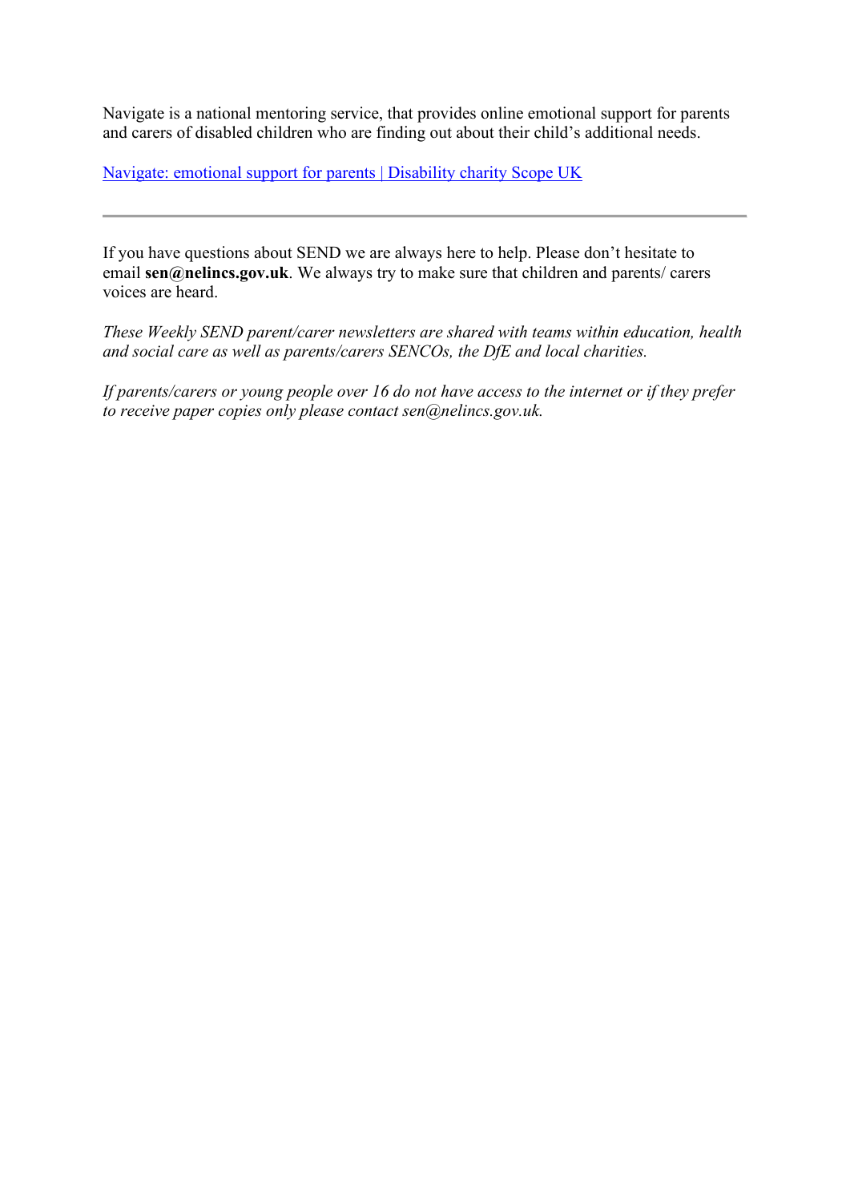Navigate is a national mentoring service, that provides online emotional support for parents and carers of disabled children who are finding out about their child's additional needs.

Navigate: emotional support for parents | Disability charity Scope UK

---

If you have questions about SEND we are always here to help. Please don't hesitate to email **sen@nelincs.gov.uk**. We always try to make sure that children and parents/ carers voices are heard.

*These Weekly SEND parent/carer newsletters are shared with teams within education, health and social care as well as parents/carers SENCOs, the DfE and local charities.*

*If parents/carers or young people over 16 do not have access to the internet or if they prefer to receive paper copies only please contact sen@nelincs.gov.uk.*